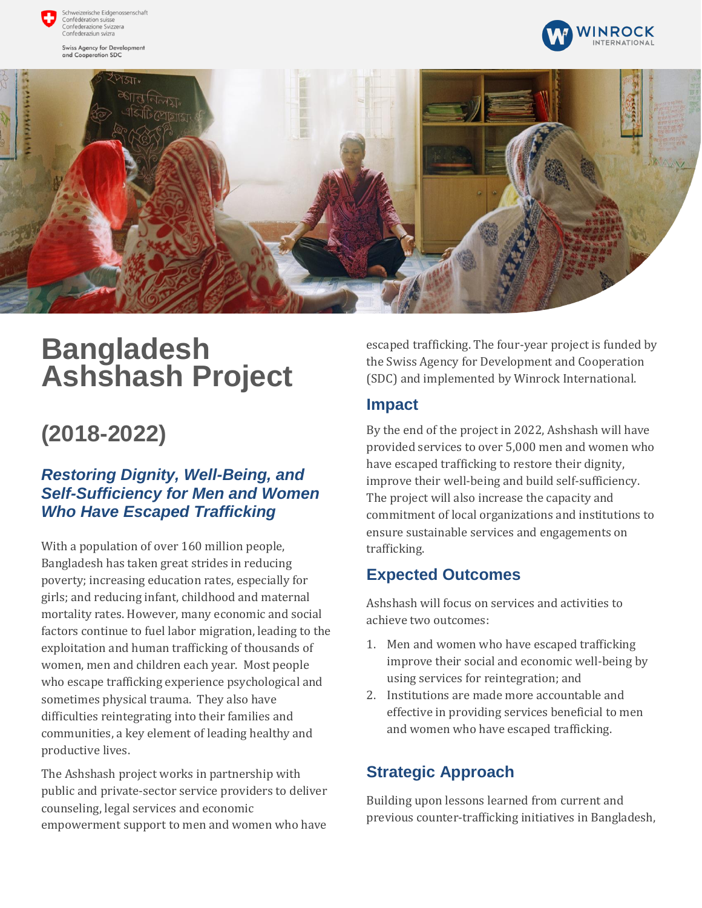Schweizerische Eidgenossenschaft
Confédération suisse
Confederazione Svizzera
Confederaziun svizra

Swiss Agency for Development and Cooperation SDC

WINROCK INTERNATIONAL

# Bangladesh Ashshash Project

## (2018-2022)

### *Restoring Dignity, Well-Being, and Self-Sufficiency for Men and Women Who Have Escaped Trafficking*

With a population of over 160 million people, Bangladesh has taken great strides in reducing poverty; increasing education rates, especially for girls; and reducing infant, childhood and maternal mortality rates. However, many economic and social factors continue to fuel labor migration, leading to the exploitation and human trafficking of thousands of women, men and children each year. Most people who escape trafficking experience psychological and sometimes physical trauma. They also have difficulties reintegrating into their families and communities, a key element of leading healthy and productive lives.

The Ashshash project works in partnership with public and private-sector service providers to deliver counseling, legal services and economic empowerment support to men and women who have escaped trafficking. The four-year project is funded by the Swiss Agency for Development and Cooperation (SDC) and implemented by Winrock International.

## Impact

By the end of the project in 2022, Ashshash will have provided services to over 5,000 men and women who have escaped trafficking to restore their dignity, improve their well-being and build self-sufficiency. The project will also increase the capacity and commitment of local organizations and institutions to ensure sustainable services and engagements on trafficking.

## Expected Outcomes

Ashshash will focus on services and activities to achieve two outcomes:

1. Men and women who have escaped trafficking improve their social and economic well-being by using services for reintegration; and
2. Institutions are made more accountable and effective in providing services beneficial to men and women who have escaped trafficking.

## Strategic Approach

Building upon lessons learned from current and previous counter-trafficking initiatives in Bangladesh,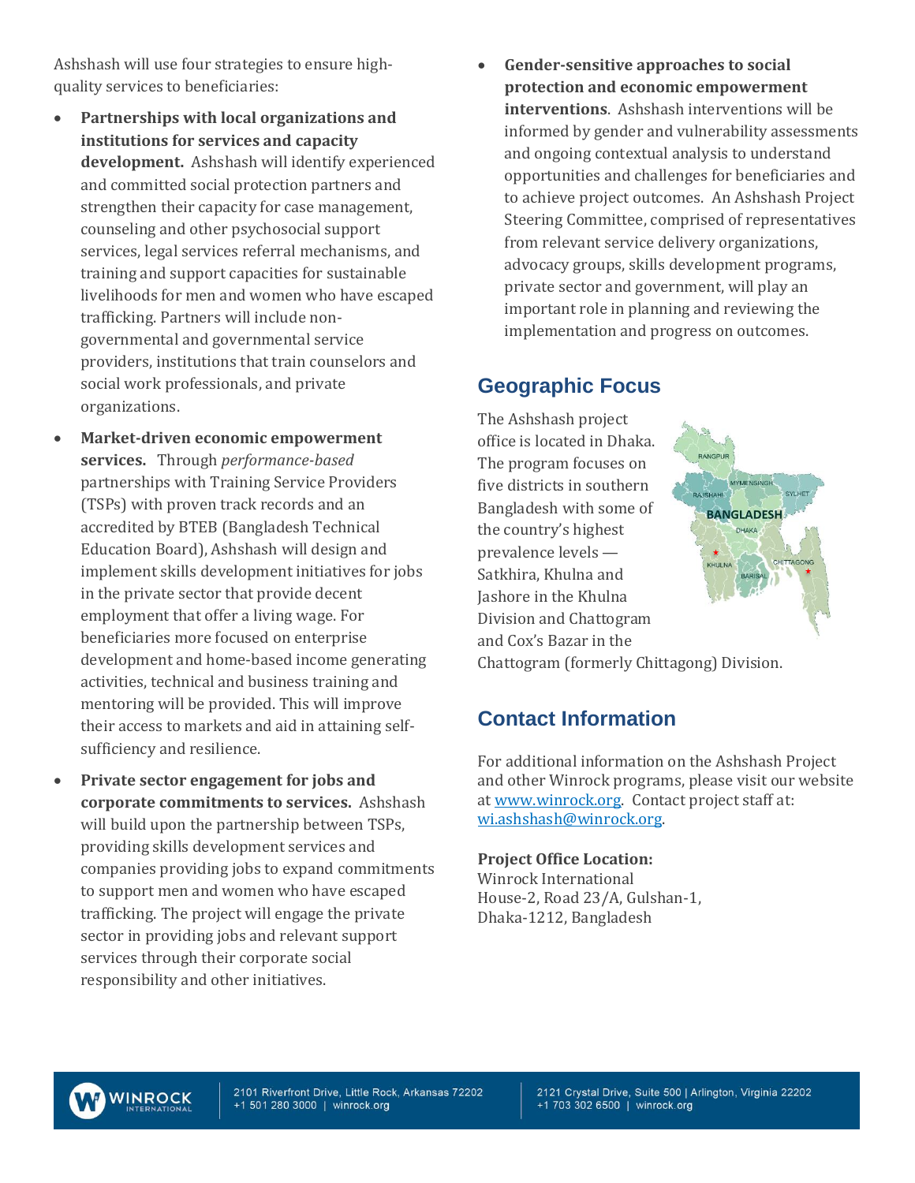Ashshash will use four strategies to ensure high-quality services to beneficiaries:

- **Partnerships with local organizations and institutions for services and capacity development.** Ashshash will identify experienced and committed social protection partners and strengthen their capacity for case management, counseling and other psychosocial support services, legal services referral mechanisms, and training and support capacities for sustainable livelihoods for men and women who have escaped trafficking. Partners will include non-governmental and governmental service providers, institutions that train counselors and social work professionals, and private organizations.
- **Market-driven economic empowerment services.** Through *performance-based* partnerships with Training Service Providers (TSPs) with proven track records and an accredited by BTEB (Bangladesh Technical Education Board), Ashshash will design and implement skills development initiatives for jobs in the private sector that provide decent employment that offer a living wage. For beneficiaries more focused on enterprise development and home-based income generating activities, technical and business training and mentoring will be provided. This will improve their access to markets and aid in attaining self-sufficiency and resilience.
- **Private sector engagement for jobs and corporate commitments to services.** Ashshash will build upon the partnership between TSPs, providing skills development services and companies providing jobs to expand commitments to support men and women who have escaped trafficking. The project will engage the private sector in providing jobs and relevant support services through their corporate social responsibility and other initiatives.
- **Gender-sensitive approaches to social protection and economic empowerment interventions**. Ashshash interventions will be informed by gender and vulnerability assessments and ongoing contextual analysis to understand opportunities and challenges for beneficiaries and to achieve project outcomes. An Ashshash Project Steering Committee, comprised of representatives from relevant service delivery organizations, advocacy groups, skills development programs, private sector and government, will play an important role in planning and reviewing the implementation and progress on outcomes.

## Geographic Focus

The Ashshash project office is located in Dhaka. The program focuses on five districts in southern Bangladesh with some of the country's highest prevalence levels — Satkhira, Khulna and Jashore in the Khulna Division and Chattogram and Cox's Bazar in the Chattogram (formerly Chittagong) Division.

RANGPUR
MYMENSINGH
RAJSHAHI
SYLHET
BANGLADESH
DHAKA
KHULNA
CHITTAGONG
BARISAL

## Contact Information

For additional information on the Ashshash Project and other Winrock programs, please visit our website at www.winrock.org. Contact project staff at: wi.ashshash@winrock.org.

**Project Office Location:**
Winrock International
House-2, Road 23/A, Gulshan-1,
Dhaka-1212, Bangladesh

WINROCK INTERNATIONAL

2101 Riverfront Drive, Little Rock, Arkansas 72202
+1 501 280 3000 | winrock.org

2121 Crystal Drive, Suite 500 | Arlington, Virginia 22202
+1 703 302 6500 | winrock.org